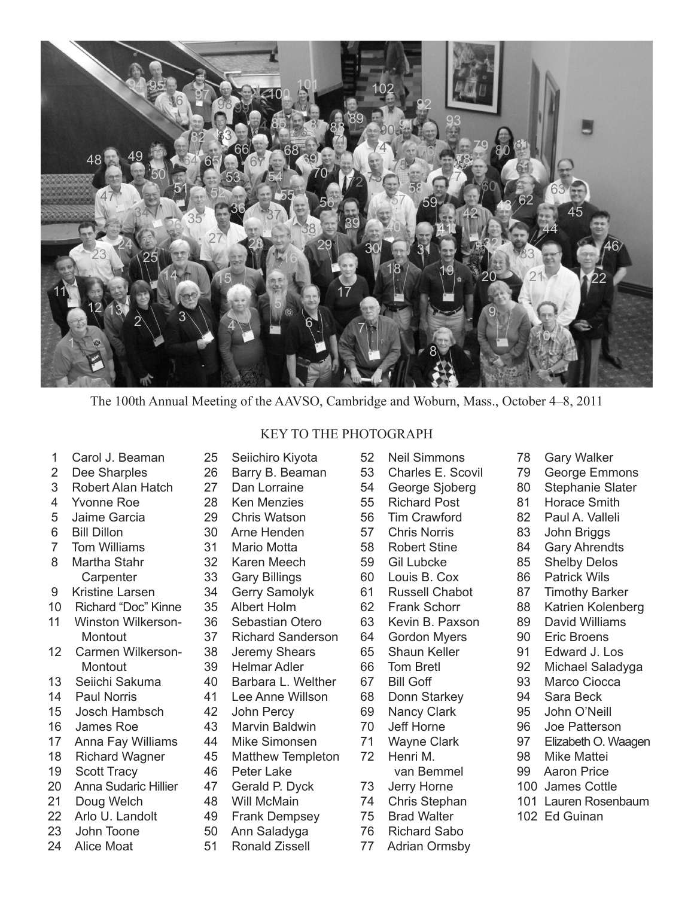The 100th Annual Meeting of the AAVSO, Cambridge and Woburn, Mass., October 4–8, 2011

KEY TO THE PHOTOGRAPH

1 Carol J. Beaman
2 Dee Sharples
3 Robert Alan Hatch
4 Yvonne Roe
5 Jaime Garcia
6 Bill Dillon
7 Tom Williams
8 Martha Stahr Carpenter
9 Kristine Larsen
10 Richard "Doc" Kinne
11 Winston Wilkerson-Montout
12 Carmen Wilkerson-Montout
13 Seiichi Sakuma
14 Paul Norris
15 Josch Hambsch
16 James Roe
17 Anna Fay Williams
18 Richard Wagner
19 Scott Tracy
20 Anna Sudaric Hillier
21 Doug Welch
22 Arlo U. Landolt
23 John Toone
24 Alice Moat
25 Seiichiro Kiyota
26 Barry B. Beaman
27 Dan Lorraine
28 Ken Menzies
29 Chris Watson
30 Arne Henden
31 Mario Motta
32 Karen Meech
33 Gary Billings
34 Gerry Samolyk
35 Albert Holm
36 Sebastian Otero
37 Richard Sanderson
38 Jeremy Shears
39 Helmar Adler
40 Barbara L. Welther
41 Lee Anne Willson
42 John Percy
43 Marvin Baldwin
44 Mike Simonsen
45 Matthew Templeton
46 Peter Lake
47 Gerald P. Dyck
48 Will McMain
49 Frank Dempsey
50 Ann Saladyga
51 Ronald Zissell
52 Neil Simmons
53 Charles E. Scovil
54 George Sjoberg
55 Richard Post
56 Tim Crawford
57 Chris Norris
58 Robert Stine
59 Gil Lubcke
60 Louis B. Cox
61 Russell Chabot
62 Frank Schorr
63 Kevin B. Paxson
64 Gordon Myers
65 Shaun Keller
66 Tom Bretl
67 Bill Goff
68 Donn Starkey
69 Nancy Clark
70 Jeff Horne
71 Wayne Clark
72 Henri M. van Bemmel
73 Jerry Horne
74 Chris Stephan
75 Brad Walter
76 Richard Sabo
77 Adrian Ormsby
78 Gary Walker
79 George Emmons
80 Stephanie Slater
81 Horace Smith
82 Paul A. Valleli
83 John Briggs
84 Gary Ahrendts
85 Shelby Delos
86 Patrick Wils
87 Timothy Barker
88 Katrien Kolenberg
89 David Williams
90 Eric Broens
91 Edward J. Los
92 Michael Saladyga
93 Marco Ciocca
94 Sara Beck
95 John O'Neill
96 Joe Patterson
97 Elizabeth O. Waagen
98 Mike Mattei
99 Aaron Price
100 James Cottle
101 Lauren Rosenbaum
102 Ed Guinan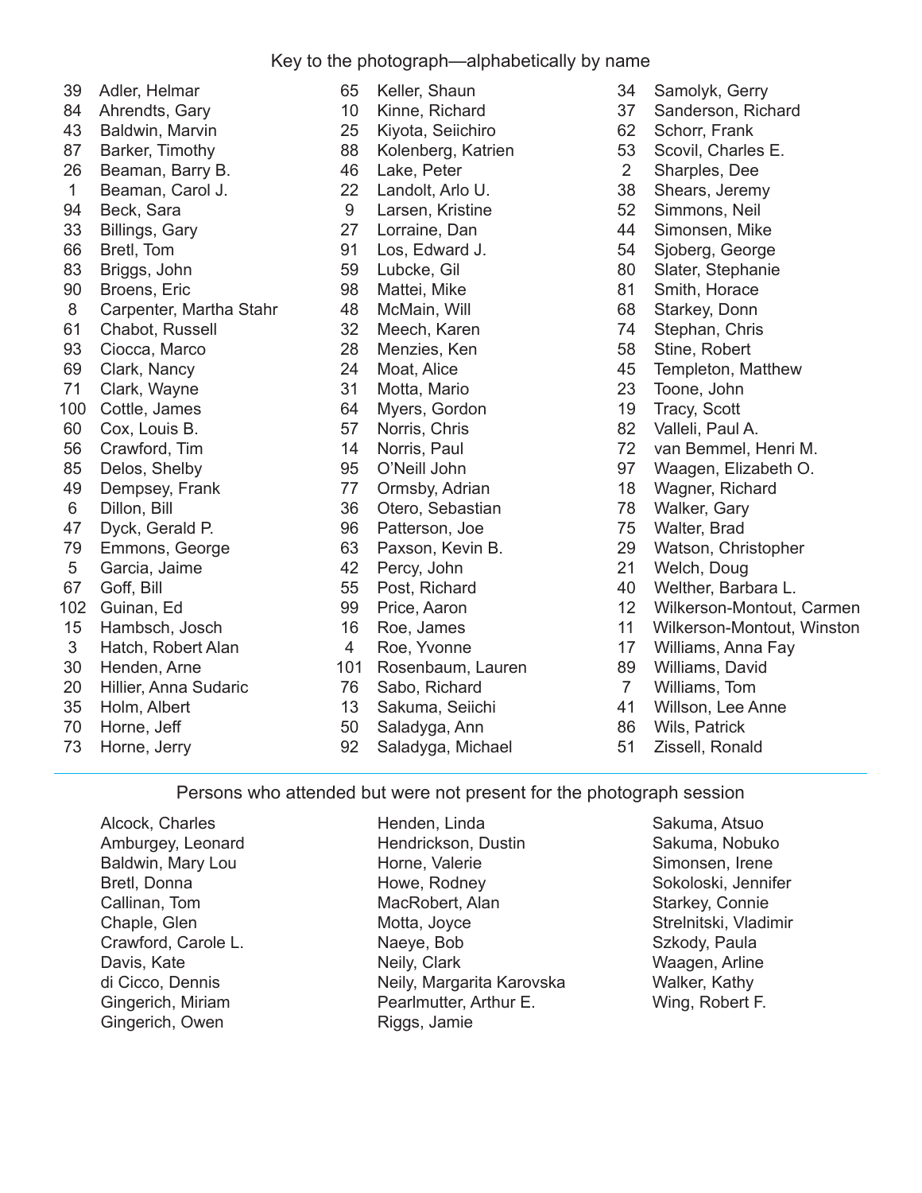## Key to the photograph—alphabetically by name

| | | | | | |
|---|---|---|---|---|---|
| 39 | Adler, Helmar | 65 | Keller, Shaun | 34 | Samolyk, Gerry |
| 84 | Ahrendts, Gary | 10 | Kinne, Richard | 37 | Sanderson, Richard |
| 43 | Baldwin, Marvin | 25 | Kiyota, Seiichiro | 62 | Schorr, Frank |
| 87 | Barker, Timothy | 88 | Kolenberg, Katrien | 53 | Scovil, Charles E. |
| 26 | Beaman, Barry B. | 46 | Lake, Peter | 2 | Sharples, Dee |
| 1 | Beaman, Carol J. | 22 | Landolt, Arlo U. | 38 | Shears, Jeremy |
| 94 | Beck, Sara | 9 | Larsen, Kristine | 52 | Simmons, Neil |
| 33 | Billings, Gary | 27 | Lorraine, Dan | 44 | Simonsen, Mike |
| 66 | Bretl, Tom | 91 | Los, Edward J. | 54 | Sjoberg, George |
| 83 | Briggs, John | 59 | Lubcke, Gil | 80 | Slater, Stephanie |
| 90 | Broens, Eric | 98 | Mattei, Mike | 81 | Smith, Horace |
| 8 | Carpenter, Martha Stahr | 48 | McMain, Will | 68 | Starkey, Donn |
| 61 | Chabot, Russell | 32 | Meech, Karen | 74 | Stephan, Chris |
| 93 | Ciocca, Marco | 28 | Menzies, Ken | 58 | Stine, Robert |
| 69 | Clark, Nancy | 24 | Moat, Alice | 45 | Templeton, Matthew |
| 71 | Clark, Wayne | 31 | Motta, Mario | 23 | Toone, John |
| 100 | Cottle, James | 64 | Myers, Gordon | 19 | Tracy, Scott |
| 60 | Cox, Louis B. | 57 | Norris, Chris | 82 | Valleli, Paul A. |
| 56 | Crawford, Tim | 14 | Norris, Paul | 72 | van Bemmel, Henri M. |
| 85 | Delos, Shelby | 95 | O'Neill John | 97 | Waagen, Elizabeth O. |
| 49 | Dempsey, Frank | 77 | Ormsby, Adrian | 18 | Wagner, Richard |
| 6 | Dillon, Bill | 36 | Otero, Sebastian | 78 | Walker, Gary |
| 47 | Dyck, Gerald P. | 96 | Patterson, Joe | 75 | Walter, Brad |
| 79 | Emmons, George | 63 | Paxson, Kevin B. | 29 | Watson, Christopher |
| 5 | Garcia, Jaime | 42 | Percy, John | 21 | Welch, Doug |
| 67 | Goff, Bill | 55 | Post, Richard | 40 | Welther, Barbara L. |
| 102 | Guinan, Ed | 99 | Price, Aaron | 12 | Wilkerson-Montout, Carmen |
| 15 | Hambsch, Josch | 16 | Roe, James | 11 | Wilkerson-Montout, Winston |
| 3 | Hatch, Robert Alan | 4 | Roe, Yvonne | 17 | Williams, Anna Fay |
| 30 | Henden, Arne | 101 | Rosenbaum, Lauren | 89 | Williams, David |
| 20 | Hillier, Anna Sudaric | 76 | Sabo, Richard | 7 | Williams, Tom |
| 35 | Holm, Albert | 13 | Sakuma, Seiichi | 41 | Willson, Lee Anne |
| 70 | Horne, Jeff | 50 | Saladyga, Ann | 86 | Wils, Patrick |
| 73 | Horne, Jerry | 92 | Saladyga, Michael | 51 | Zissell, Ronald |

## Persons who attended but were not present for the photograph session

Alcock, Charles
Amburgey, Leonard
Baldwin, Mary Lou
Bretl, Donna
Callinan, Tom
Chaple, Glen
Crawford, Carole L.
Davis, Kate
di Cicco, Dennis
Gingerich, Miriam
Gingerich, Owen
Henden, Linda
Hendrickson, Dustin
Horne, Valerie
Howe, Rodney
MacRobert, Alan
Motta, Joyce
Naeye, Bob
Neily, Clark
Neily, Margarita Karovska
Pearlmutter, Arthur E.
Riggs, Jamie
Sakuma, Atsuo
Sakuma, Nobuko
Simonsen, Irene
Sokoloski, Jennifer
Starkey, Connie
Strelnitski, Vladimir
Szkody, Paula
Waagen, Arline
Walker, Kathy
Wing, Robert F.